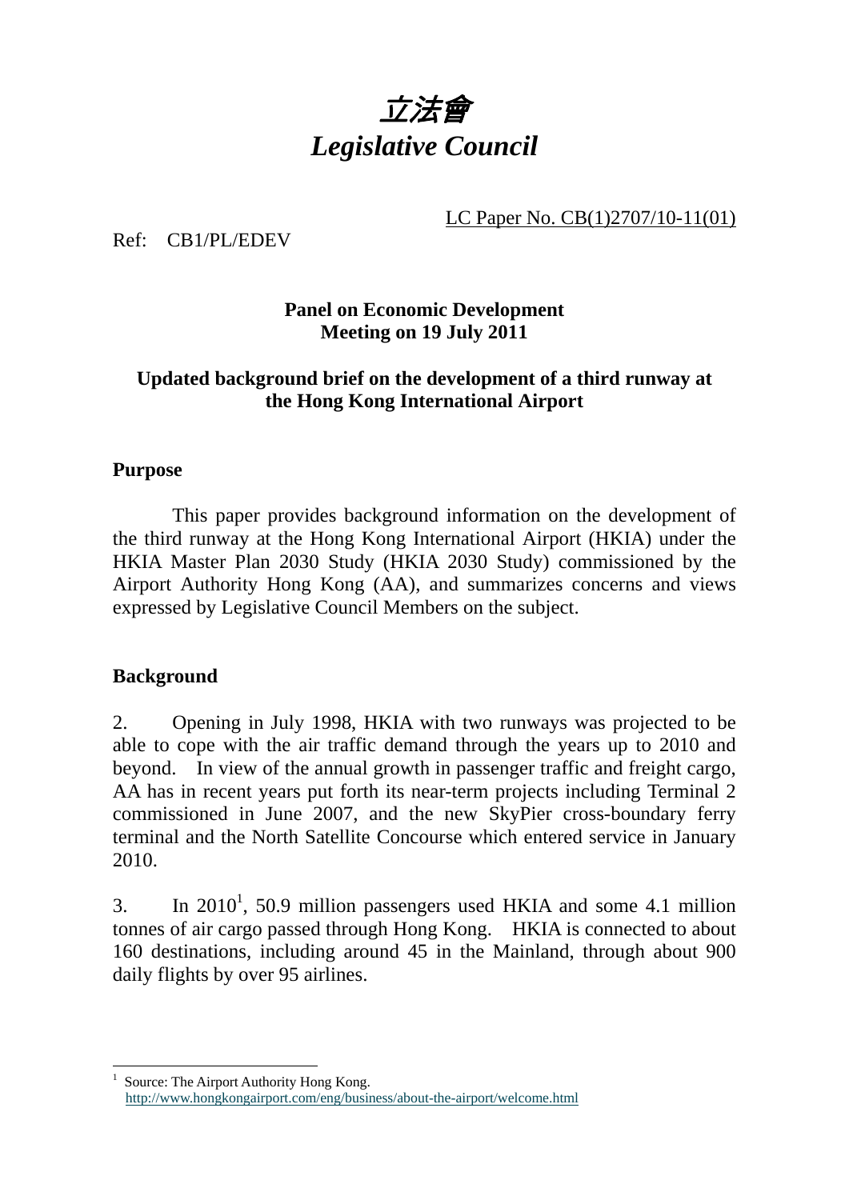# *立法會*
# *Legislative Council*

LC Paper No. CB(1)2707/10-11(01)

Ref: CB1/PL/EDEV

**Panel on Economic Development**
**Meeting on 19 July 2011**

**Updated background brief on the development of a third runway at the Hong Kong International Airport**

## Purpose

This paper provides background information on the development of the third runway at the Hong Kong International Airport (HKIA) under the HKIA Master Plan 2030 Study (HKIA 2030 Study) commissioned by the Airport Authority Hong Kong (AA), and summarizes concerns and views expressed by Legislative Council Members on the subject.

## Background

2. Opening in July 1998, HKIA with two runways was projected to be able to cope with the air traffic demand through the years up to 2010 and beyond. In view of the annual growth in passenger traffic and freight cargo, AA has in recent years put forth its near-term projects including Terminal 2 commissioned in June 2007, and the new SkyPier cross-boundary ferry terminal and the North Satellite Concourse which entered service in January 2010.

3. In 2010[1], 50.9 million passengers used HKIA and some 4.1 million tonnes of air cargo passed through Hong Kong. HKIA is connected to about 160 destinations, including around 45 in the Mainland, through about 900 daily flights by over 95 airlines.

---

[1] Source: The Airport Authority Hong Kong. http://www.hongkongairport.com/eng/business/about-the-airport/welcome.html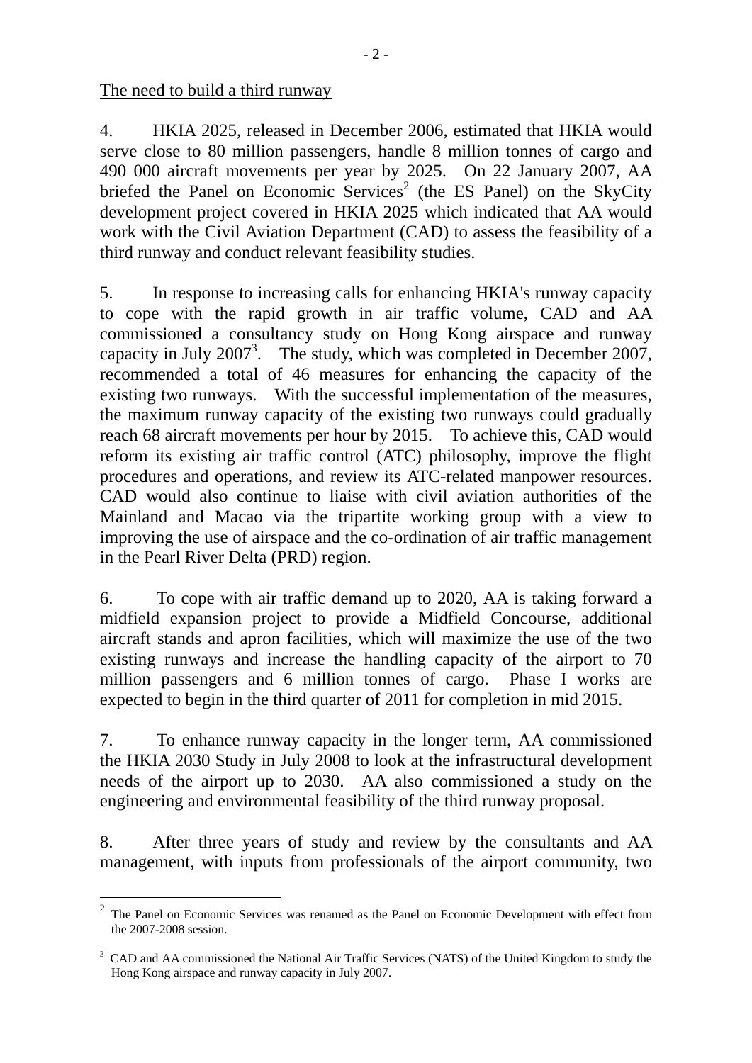The need to build a third runway

4. HKIA 2025, released in December 2006, estimated that HKIA would serve close to 80 million passengers, handle 8 million tonnes of cargo and 490 000 aircraft movements per year by 2025. On 22 January 2007, AA briefed the Panel on Economic Services[2] (the ES Panel) on the SkyCity development project covered in HKIA 2025 which indicated that AA would work with the Civil Aviation Department (CAD) to assess the feasibility of a third runway and conduct relevant feasibility studies.

5. In response to increasing calls for enhancing HKIA's runway capacity to cope with the rapid growth in air traffic volume, CAD and AA commissioned a consultancy study on Hong Kong airspace and runway capacity in July 2007[3]. The study, which was completed in December 2007, recommended a total of 46 measures for enhancing the capacity of the existing two runways. With the successful implementation of the measures, the maximum runway capacity of the existing two runways could gradually reach 68 aircraft movements per hour by 2015. To achieve this, CAD would reform its existing air traffic control (ATC) philosophy, improve the flight procedures and operations, and review its ATC-related manpower resources. CAD would also continue to liaise with civil aviation authorities of the Mainland and Macao via the tripartite working group with a view to improving the use of airspace and the co-ordination of air traffic management in the Pearl River Delta (PRD) region.

6. To cope with air traffic demand up to 2020, AA is taking forward a midfield expansion project to provide a Midfield Concourse, additional aircraft stands and apron facilities, which will maximize the use of the two existing runways and increase the handling capacity of the airport to 70 million passengers and 6 million tonnes of cargo. Phase I works are expected to begin in the third quarter of 2011 for completion in mid 2015.

7. To enhance runway capacity in the longer term, AA commissioned the HKIA 2030 Study in July 2008 to look at the infrastructural development needs of the airport up to 2030. AA also commissioned a study on the engineering and environmental feasibility of the third runway proposal.

8. After three years of study and review by the consultants and AA management, with inputs from professionals of the airport community, two

---

[2] The Panel on Economic Services was renamed as the Panel on Economic Development with effect from the 2007-2008 session.

[3] CAD and AA commissioned the National Air Traffic Services (NATS) of the United Kingdom to study the Hong Kong airspace and runway capacity in July 2007.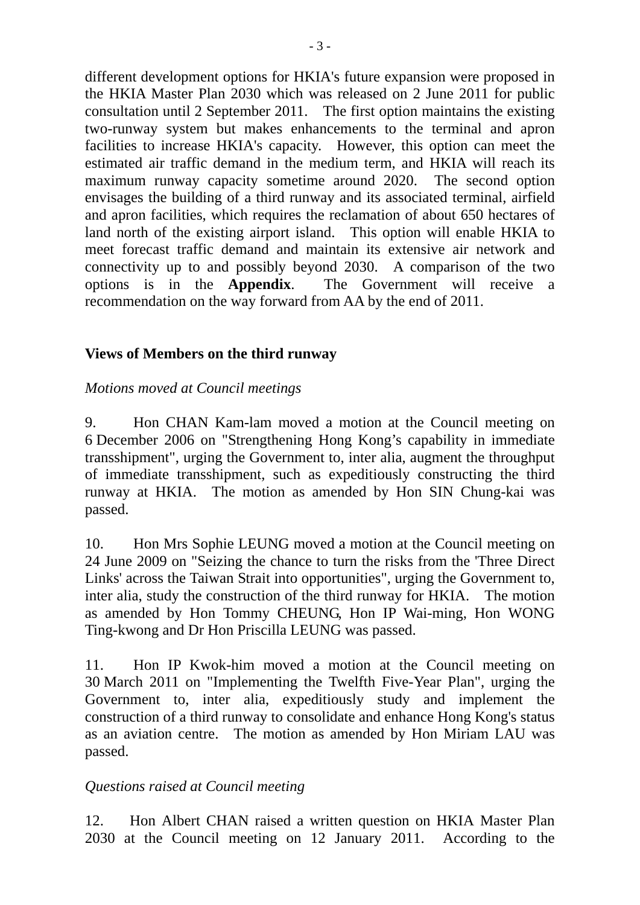different development options for HKIA's future expansion were proposed in the HKIA Master Plan 2030 which was released on 2 June 2011 for public consultation until 2 September 2011. The first option maintains the existing two-runway system but makes enhancements to the terminal and apron facilities to increase HKIA's capacity. However, this option can meet the estimated air traffic demand in the medium term, and HKIA will reach its maximum runway capacity sometime around 2020. The second option envisages the building of a third runway and its associated terminal, airfield and apron facilities, which requires the reclamation of about 650 hectares of land north of the existing airport island. This option will enable HKIA to meet forecast traffic demand and maintain its extensive air network and connectivity up to and possibly beyond 2030. A comparison of the two options is in the **Appendix**. The Government will receive a recommendation on the way forward from AA by the end of 2011.

**Views of Members on the third runway**

*Motions moved at Council meetings*

9. Hon CHAN Kam-lam moved a motion at the Council meeting on 6 December 2006 on "Strengthening Hong Kong’s capability in immediate transshipment", urging the Government to, inter alia, augment the throughput of immediate transshipment, such as expeditiously constructing the third runway at HKIA. The motion as amended by Hon SIN Chung-kai was passed.

10. Hon Mrs Sophie LEUNG moved a motion at the Council meeting on 24 June 2009 on "Seizing the chance to turn the risks from the 'Three Direct Links' across the Taiwan Strait into opportunities", urging the Government to, inter alia, study the construction of the third runway for HKIA. The motion as amended by Hon Tommy CHEUNG, Hon IP Wai-ming, Hon WONG Ting-kwong and Dr Hon Priscilla LEUNG was passed.

11. Hon IP Kwok-him moved a motion at the Council meeting on 30 March 2011 on "Implementing the Twelfth Five-Year Plan", urging the Government to, inter alia, expeditiously study and implement the construction of a third runway to consolidate and enhance Hong Kong's status as an aviation centre. The motion as amended by Hon Miriam LAU was passed.

*Questions raised at Council meeting*

12. Hon Albert CHAN raised a written question on HKIA Master Plan 2030 at the Council meeting on 12 January 2011. According to the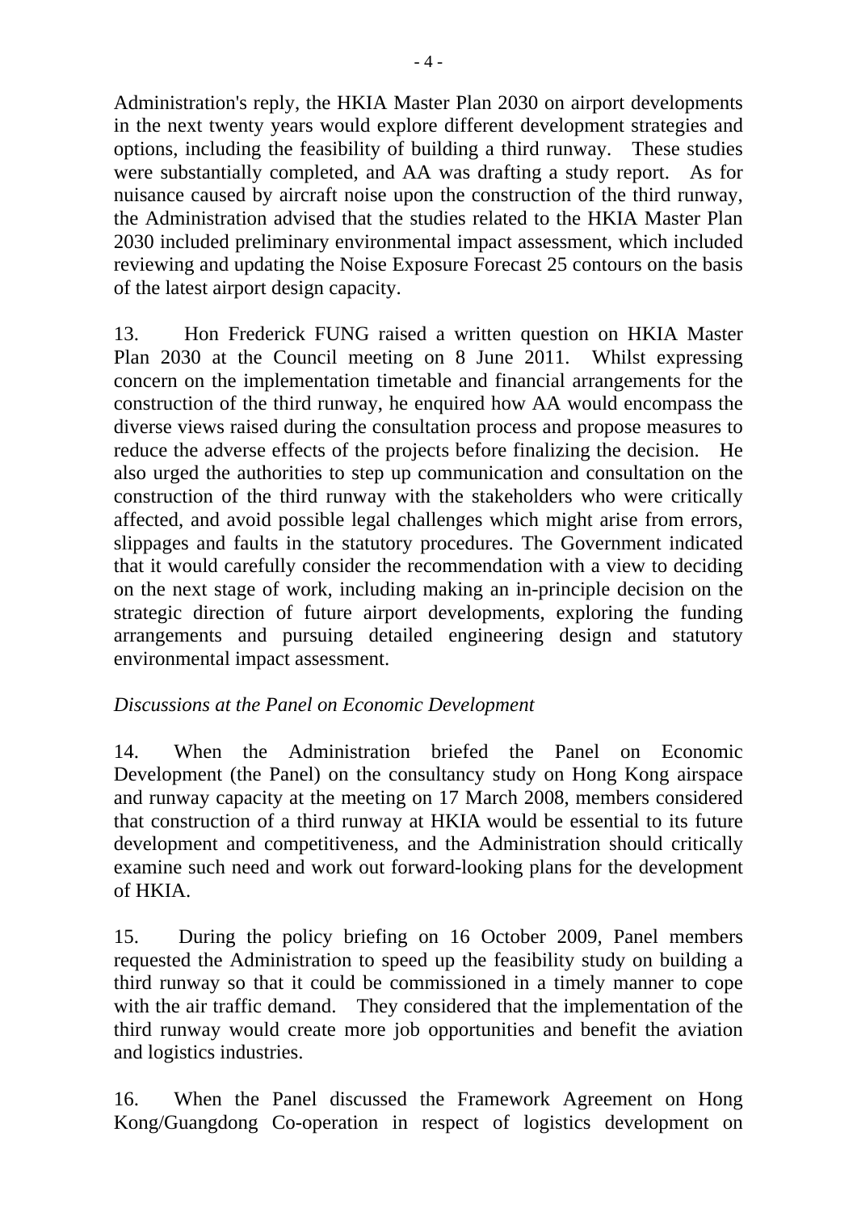Administration's reply, the HKIA Master Plan 2030 on airport developments in the next twenty years would explore different development strategies and options, including the feasibility of building a third runway. These studies were substantially completed, and AA was drafting a study report. As for nuisance caused by aircraft noise upon the construction of the third runway, the Administration advised that the studies related to the HKIA Master Plan 2030 included preliminary environmental impact assessment, which included reviewing and updating the Noise Exposure Forecast 25 contours on the basis of the latest airport design capacity.

13. Hon Frederick FUNG raised a written question on HKIA Master Plan 2030 at the Council meeting on 8 June 2011. Whilst expressing concern on the implementation timetable and financial arrangements for the construction of the third runway, he enquired how AA would encompass the diverse views raised during the consultation process and propose measures to reduce the adverse effects of the projects before finalizing the decision. He also urged the authorities to step up communication and consultation on the construction of the third runway with the stakeholders who were critically affected, and avoid possible legal challenges which might arise from errors, slippages and faults in the statutory procedures. The Government indicated that it would carefully consider the recommendation with a view to deciding on the next stage of work, including making an in-principle decision on the strategic direction of future airport developments, exploring the funding arrangements and pursuing detailed engineering design and statutory environmental impact assessment.

*Discussions at the Panel on Economic Development*

14. When the Administration briefed the Panel on Economic Development (the Panel) on the consultancy study on Hong Kong airspace and runway capacity at the meeting on 17 March 2008, members considered that construction of a third runway at HKIA would be essential to its future development and competitiveness, and the Administration should critically examine such need and work out forward-looking plans for the development of HKIA.

15. During the policy briefing on 16 October 2009, Panel members requested the Administration to speed up the feasibility study on building a third runway so that it could be commissioned in a timely manner to cope with the air traffic demand. They considered that the implementation of the third runway would create more job opportunities and benefit the aviation and logistics industries.

16. When the Panel discussed the Framework Agreement on Hong Kong/Guangdong Co-operation in respect of logistics development on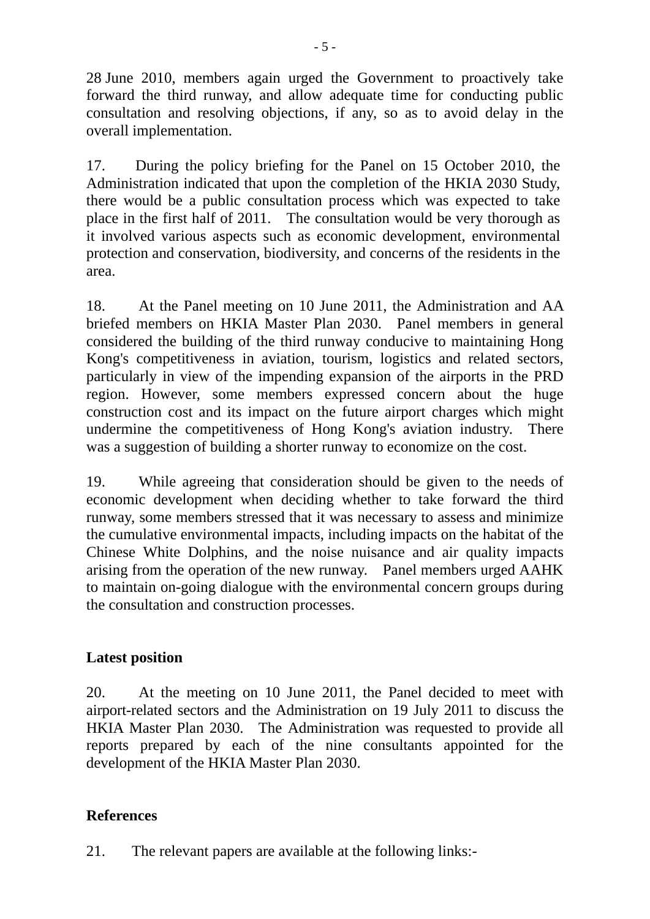28 June 2010, members again urged the Government to proactively take forward the third runway, and allow adequate time for conducting public consultation and resolving objections, if any, so as to avoid delay in the overall implementation.

17. During the policy briefing for the Panel on 15 October 2010, the Administration indicated that upon the completion of the HKIA 2030 Study, there would be a public consultation process which was expected to take place in the first half of 2011. The consultation would be very thorough as it involved various aspects such as economic development, environmental protection and conservation, biodiversity, and concerns of the residents in the area.

18. At the Panel meeting on 10 June 2011, the Administration and AA briefed members on HKIA Master Plan 2030. Panel members in general considered the building of the third runway conducive to maintaining Hong Kong's competitiveness in aviation, tourism, logistics and related sectors, particularly in view of the impending expansion of the airports in the PRD region. However, some members expressed concern about the huge construction cost and its impact on the future airport charges which might undermine the competitiveness of Hong Kong's aviation industry. There was a suggestion of building a shorter runway to economize on the cost.

19. While agreeing that consideration should be given to the needs of economic development when deciding whether to take forward the third runway, some members stressed that it was necessary to assess and minimize the cumulative environmental impacts, including impacts on the habitat of the Chinese White Dolphins, and the noise nuisance and air quality impacts arising from the operation of the new runway. Panel members urged AAHK to maintain on-going dialogue with the environmental concern groups during the consultation and construction processes.

**Latest position**

20. At the meeting on 10 June 2011, the Panel decided to meet with airport-related sectors and the Administration on 19 July 2011 to discuss the HKIA Master Plan 2030. The Administration was requested to provide all reports prepared by each of the nine consultants appointed for the development of the HKIA Master Plan 2030.

**References**

21. The relevant papers are available at the following links:-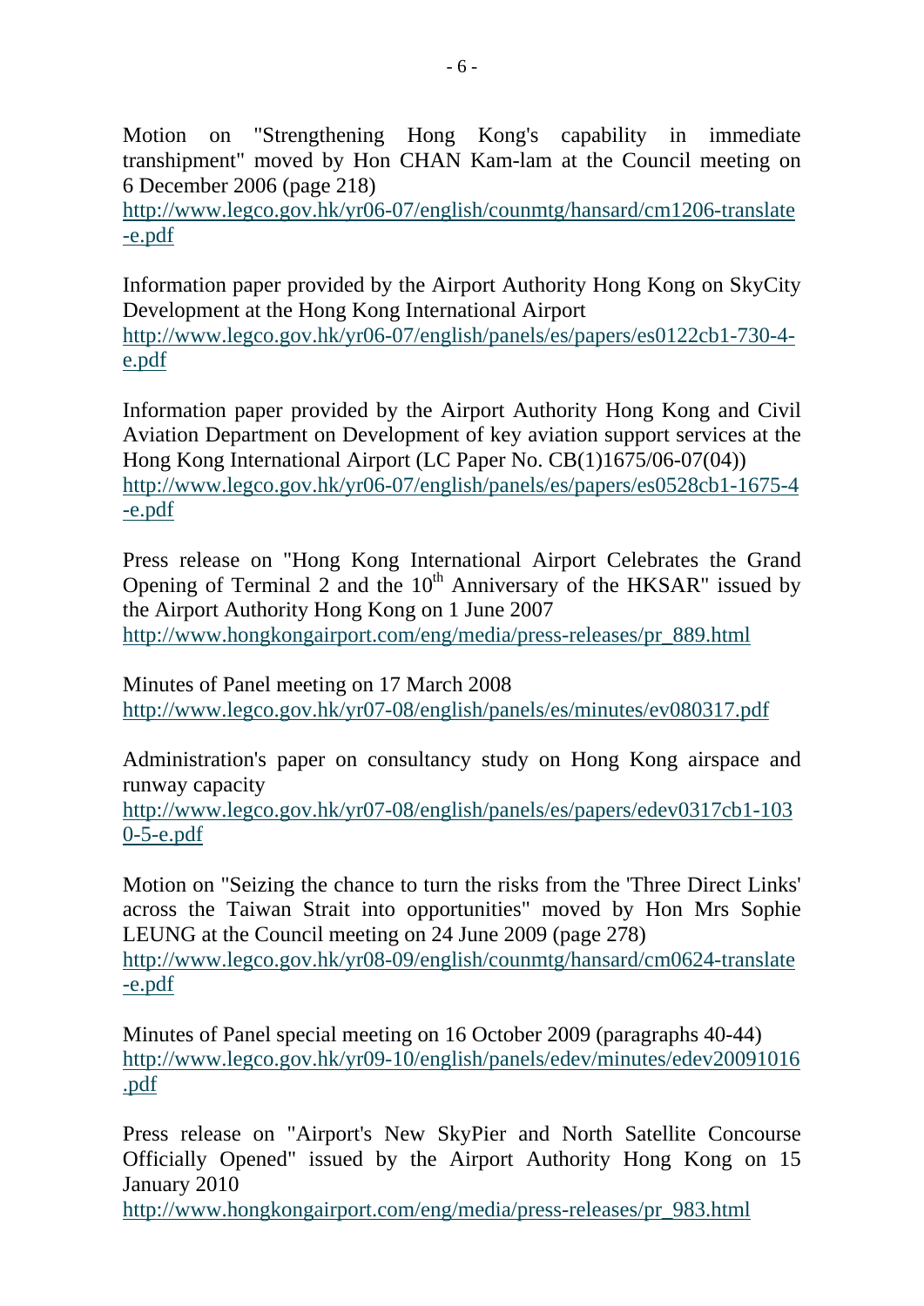Motion on "Strengthening Hong Kong's capability in immediate transhipment" moved by Hon CHAN Kam-lam at the Council meeting on 6 December 2006 (page 218)
http://www.legco.gov.hk/yr06-07/english/counmtg/hansard/cm1206-translate-e.pdf

Information paper provided by the Airport Authority Hong Kong on SkyCity Development at the Hong Kong International Airport
http://www.legco.gov.hk/yr06-07/english/panels/es/papers/es0122cb1-730-4-e.pdf

Information paper provided by the Airport Authority Hong Kong and Civil Aviation Department on Development of key aviation support services at the Hong Kong International Airport (LC Paper No. CB(1)1675/06-07(04))
http://www.legco.gov.hk/yr06-07/english/panels/es/papers/es0528cb1-1675-4-e.pdf

Press release on "Hong Kong International Airport Celebrates the Grand Opening of Terminal 2 and the 10th Anniversary of the HKSAR" issued by the Airport Authority Hong Kong on 1 June 2007
http://www.hongkongairport.com/eng/media/press-releases/pr_889.html

Minutes of Panel meeting on 17 March 2008
http://www.legco.gov.hk/yr07-08/english/panels/es/minutes/ev080317.pdf

Administration's paper on consultancy study on Hong Kong airspace and runway capacity
http://www.legco.gov.hk/yr07-08/english/panels/es/papers/edev0317cb1-1030-5-e.pdf

Motion on "Seizing the chance to turn the risks from the 'Three Direct Links' across the Taiwan Strait into opportunities" moved by Hon Mrs Sophie LEUNG at the Council meeting on 24 June 2009 (page 278)
http://www.legco.gov.hk/yr08-09/english/counmtg/hansard/cm0624-translate-e.pdf

Minutes of Panel special meeting on 16 October 2009 (paragraphs 40-44)
http://www.legco.gov.hk/yr09-10/english/panels/edev/minutes/edev20091016.pdf

Press release on "Airport's New SkyPier and North Satellite Concourse Officially Opened" issued by the Airport Authority Hong Kong on 15 January 2010
http://www.hongkongairport.com/eng/media/press-releases/pr_983.html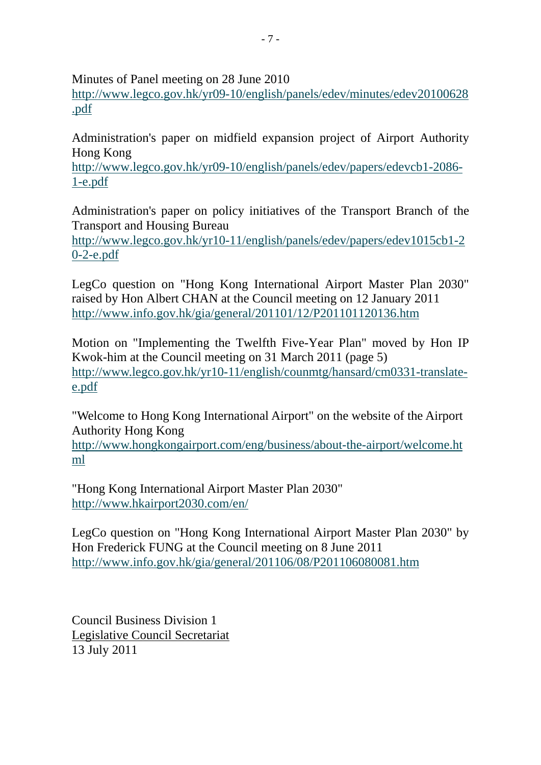Minutes of Panel meeting on 28 June 2010
http://www.legco.gov.hk/yr09-10/english/panels/edev/minutes/edev20100628.pdf

Administration's paper on midfield expansion project of Airport Authority Hong Kong
http://www.legco.gov.hk/yr09-10/english/panels/edev/papers/edevcb1-2086-1-e.pdf

Administration's paper on policy initiatives of the Transport Branch of the Transport and Housing Bureau
http://www.legco.gov.hk/yr10-11/english/panels/edev/papers/edev1015cb1-20-2-e.pdf

LegCo question on "Hong Kong International Airport Master Plan 2030" raised by Hon Albert CHAN at the Council meeting on 12 January 2011
http://www.info.gov.hk/gia/general/201101/12/P201101120136.htm

Motion on "Implementing the Twelfth Five-Year Plan" moved by Hon IP Kwok-him at the Council meeting on 31 March 2011 (page 5)
http://www.legco.gov.hk/yr10-11/english/counmtg/hansard/cm0331-translate-e.pdf

"Welcome to Hong Kong International Airport" on the website of the Airport Authority Hong Kong
http://www.hongkongairport.com/eng/business/about-the-airport/welcome.html

"Hong Kong International Airport Master Plan 2030"
http://www.hkairport2030.com/en/

LegCo question on "Hong Kong International Airport Master Plan 2030" by Hon Frederick FUNG at the Council meeting on 8 June 2011
http://www.info.gov.hk/gia/general/201106/08/P201106080081.htm

Council Business Division 1
Legislative Council Secretariat
13 July 2011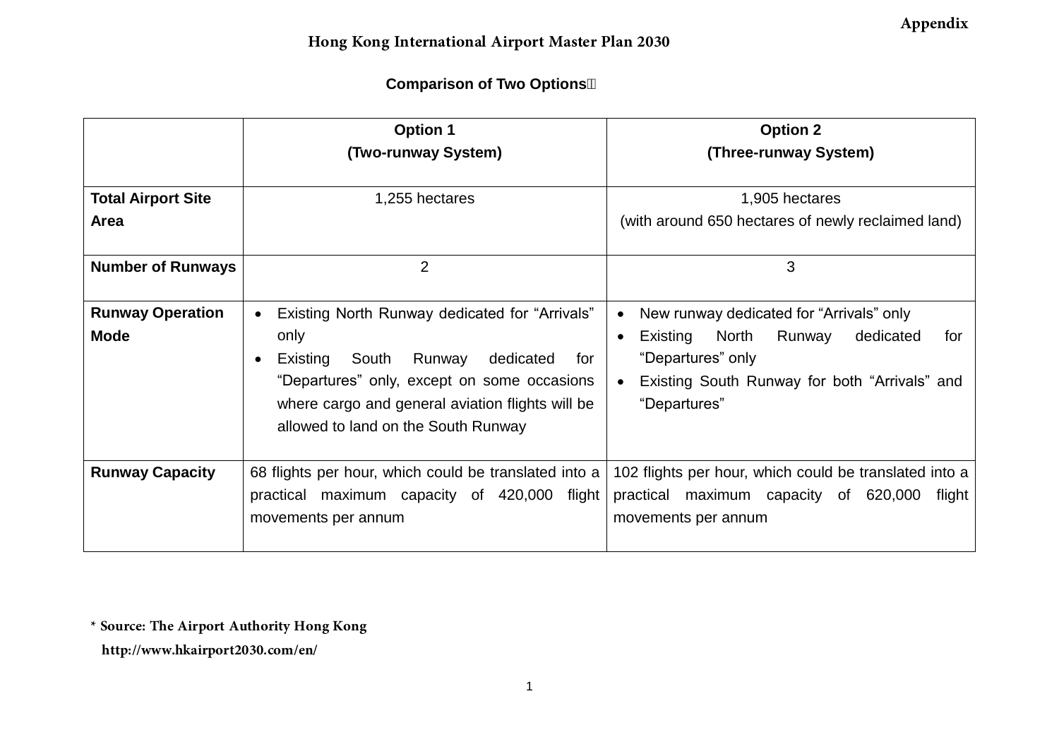Appendix

# Hong Kong International Airport Master Plan 2030

## Comparison of Two Options*

| | Option 1 (Two-runway System) | Option 2 (Three-runway System) |
|---|---|---|
| **Total Airport Site Area** | 1,255 hectares | 1,905 hectares (with around 650 hectares of newly reclaimed land) |
| **Number of Runways** | 2 | 3 |
| **Runway Operation Mode** | • Existing North Runway dedicated for "Arrivals" only<br>• Existing South Runway dedicated for "Departures" only, except on some occasions where cargo and general aviation flights will be allowed to land on the South Runway | • New runway dedicated for "Arrivals" only<br>• Existing North Runway dedicated for "Departures" only<br>• Existing South Runway for both "Arrivals" and "Departures" |
| **Runway Capacity** | 68 flights per hour, which could be translated into a practical maximum capacity of 420,000 flight movements per annum | 102 flights per hour, which could be translated into a practical maximum capacity of 620,000 flight movements per annum |

* Source: The Airport Authority Hong Kong
http://www.hkairport2030.com/en/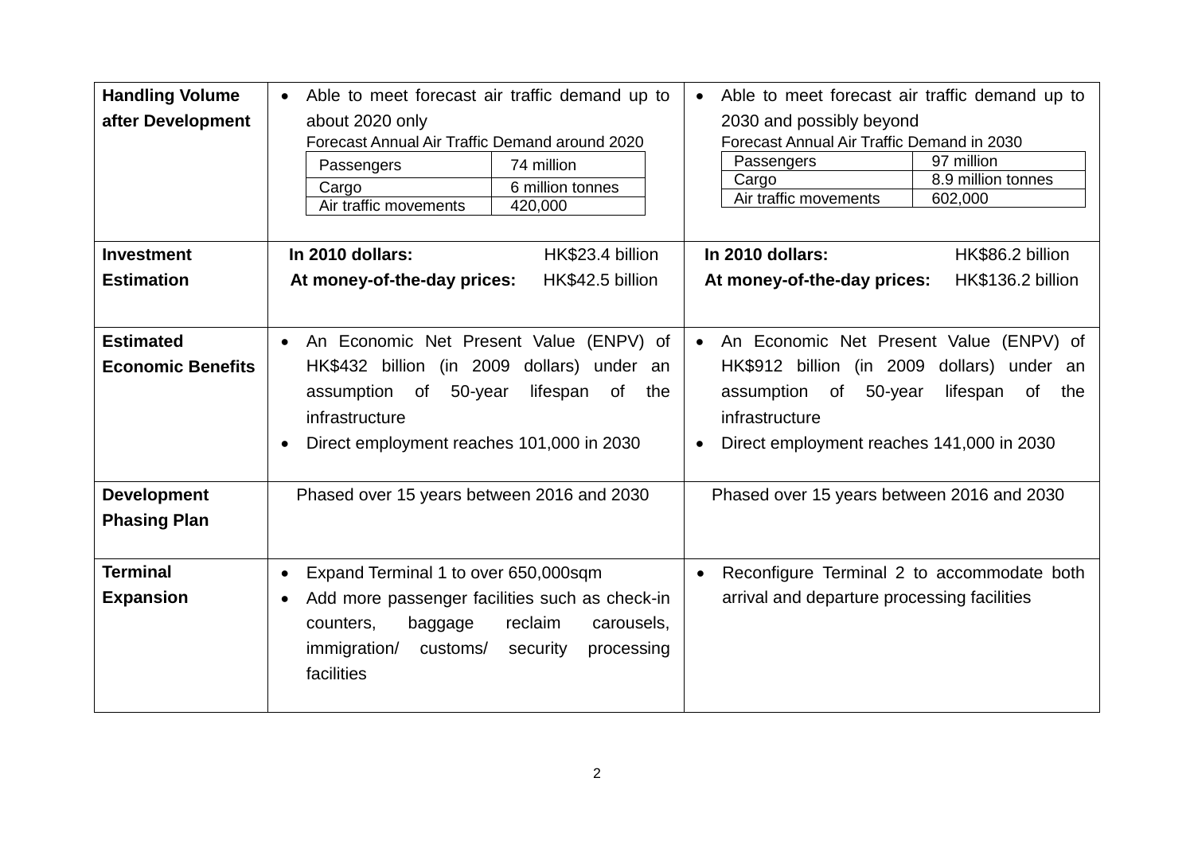| | | |
|---|---|---|
| **Handling Volume after Development** | • Able to meet forecast air traffic demand up to about 2020 only<br>Forecast Annual Air Traffic Demand around 2020<br>Passengers: 74 million<br>Cargo: 6 million tonnes<br>Air traffic movements: 420,000 | • Able to meet forecast air traffic demand up to 2030 and possibly beyond<br>Forecast Annual Air Traffic Demand in 2030<br>Passengers: 97 million<br>Cargo: 8.9 million tonnes<br>Air traffic movements: 602,000 |
| **Investment Estimation** | **In 2010 dollars:** HK$23.4 billion<br>**At money-of-the-day prices:** HK$42.5 billion | **In 2010 dollars:** HK$86.2 billion<br>**At money-of-the-day prices:** HK$136.2 billion |
| **Estimated Economic Benefits** | • An Economic Net Present Value (ENPV) of HK$432 billion (in 2009 dollars) under an assumption of 50-year lifespan of the infrastructure<br>• Direct employment reaches 101,000 in 2030 | • An Economic Net Present Value (ENPV) of HK$912 billion (in 2009 dollars) under an assumption of 50-year lifespan of the infrastructure<br>• Direct employment reaches 141,000 in 2030 |
| **Development Phasing Plan** | Phased over 15 years between 2016 and 2030 | Phased over 15 years between 2016 and 2030 |
| **Terminal Expansion** | • Expand Terminal 1 to over 650,000sqm<br>• Add more passenger facilities such as check-in counters, baggage reclaim carousels, immigration/ customs/ security processing facilities | • Reconfigure Terminal 2 to accommodate both arrival and departure processing facilities |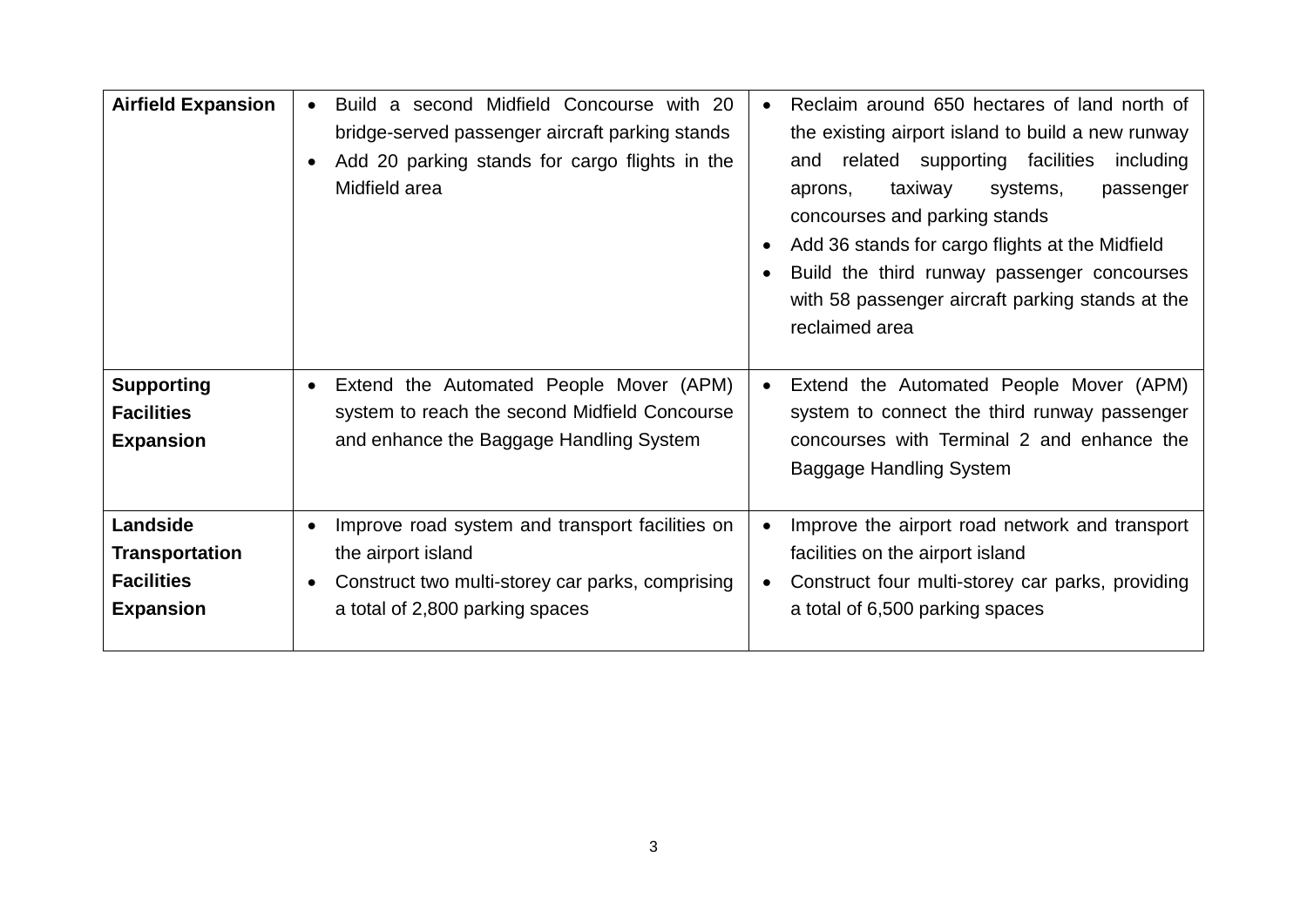| | | |
|---|---|---|
| **Airfield Expansion** | • Build a second Midfield Concourse with 20 bridge-served passenger aircraft parking stands<br>• Add 20 parking stands for cargo flights in the Midfield area | • Reclaim around 650 hectares of land north of the existing airport island to build a new runway and related supporting facilities including aprons, taxiway systems, passenger concourses and parking stands<br>• Add 36 stands for cargo flights at the Midfield<br>• Build the third runway passenger concourses with 58 passenger aircraft parking stands at the reclaimed area |
| **Supporting Facilities Expansion** | • Extend the Automated People Mover (APM) system to reach the second Midfield Concourse and enhance the Baggage Handling System | • Extend the Automated People Mover (APM) system to connect the third runway passenger concourses with Terminal 2 and enhance the Baggage Handling System |
| **Landside Transportation Facilities Expansion** | • Improve road system and transport facilities on the airport island<br>• Construct two multi-storey car parks, comprising a total of 2,800 parking spaces | • Improve the airport road network and transport facilities on the airport island<br>• Construct four multi-storey car parks, providing a total of 6,500 parking spaces |